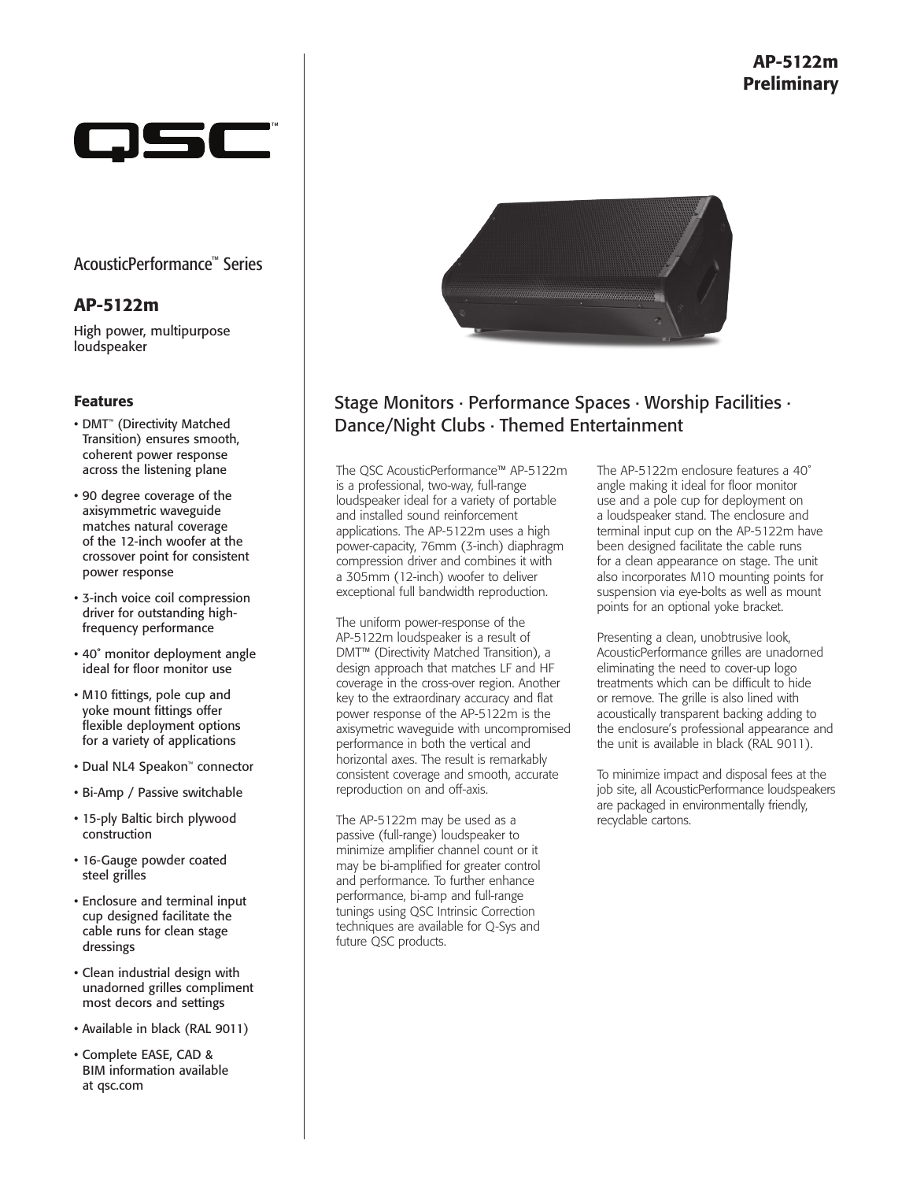# AP-5122m
# Preliminary

QSC™

## AcousticPerformance™ Series

## AP-5122m

High power, multipurpose loudspeaker

### Features

- DMT™ (Directivity Matched Transition) ensures smooth, coherent power response across the listening plane
- 90 degree coverage of the axisymmetric waveguide matches natural coverage of the 12-inch woofer at the crossover point for consistent power response
- 3-inch voice coil compression driver for outstanding high-frequency performance
- 40˚ monitor deployment angle ideal for floor monitor use
- M10 fittings, pole cup and yoke mount fittings offer flexible deployment options for a variety of applications
- Dual NL4 Speakon™ connector
- Bi-Amp / Passive switchable
- 15-ply Baltic birch plywood construction
- 16-Gauge powder coated steel grilles
- Enclosure and terminal input cup designed facilitate the cable runs for clean stage dressings
- Clean industrial design with unadorned grilles compliment most decors and settings
- Available in black (RAL 9011)
- Complete EASE, CAD & BIM information available at qsc.com

## Stage Monitors · Performance Spaces · Worship Facilities · Dance/Night Clubs · Themed Entertainment

The QSC AcousticPerformance™ AP-5122m is a professional, two-way, full-range loudspeaker ideal for a variety of portable and installed sound reinforcement applications. The AP-5122m uses a high power-capacity, 76mm (3-inch) diaphragm compression driver and combines it with a 305mm (12-inch) woofer to deliver exceptional full bandwidth reproduction.

The uniform power-response of the AP-5122m loudspeaker is a result of DMT™ (Directivity Matched Transition), a design approach that matches LF and HF coverage in the cross-over region. Another key to the extraordinary accuracy and flat power response of the AP-5122m is the axisymetric waveguide with uncompromised performance in both the vertical and horizontal axes. The result is remarkably consistent coverage and smooth, accurate reproduction on and off-axis.

The AP-5122m may be used as a passive (full-range) loudspeaker to minimize amplifier channel count or it may be bi-amplified for greater control and performance. To further enhance performance, bi-amp and full-range tunings using QSC Intrinsic Correction techniques are available for Q-Sys and future QSC products.

The AP-5122m enclosure features a 40˚ angle making it ideal for floor monitor use and a pole cup for deployment on a loudspeaker stand. The enclosure and terminal input cup on the AP-5122m have been designed facilitate the cable runs for a clean appearance on stage. The unit also incorporates M10 mounting points for suspension via eye-bolts as well as mount points for an optional yoke bracket.

Presenting a clean, unobtrusive look, AcousticPerformance grilles are unadorned eliminating the need to cover-up logo treatments which can be difficult to hide or remove. The grille is also lined with acoustically transparent backing adding to the enclosure's professional appearance and the unit is available in black (RAL 9011).

To minimize impact and disposal fees at the job site, all AcousticPerformance loudspeakers are packaged in environmentally friendly, recyclable cartons.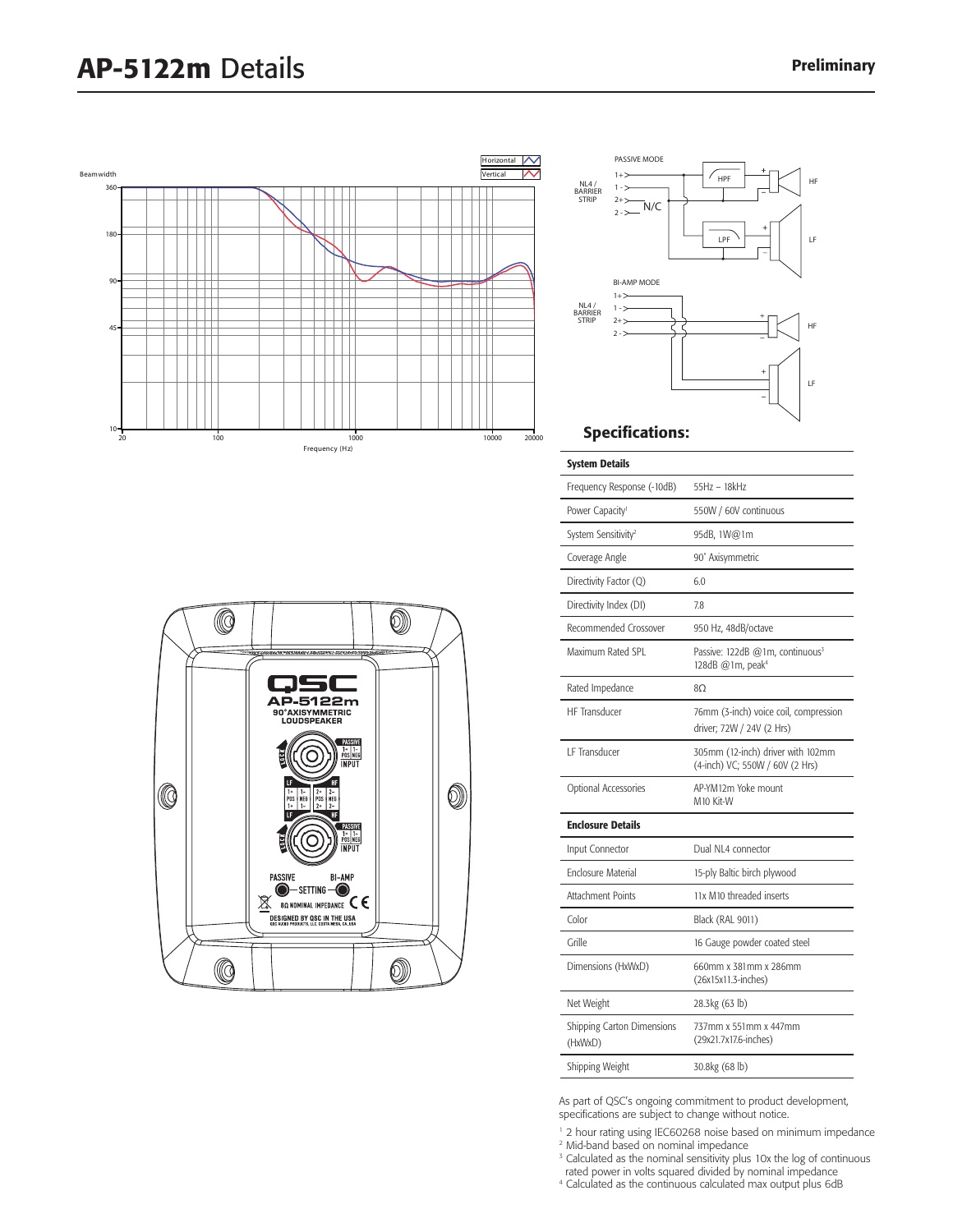# AP-5122m Details

**Preliminary**

## Specifications:

| System Details | |
|---|---|
| Frequency Response (-10dB) | 55Hz – 18kHz |
| Power Capacity[1] | 550W / 60V continuous |
| System Sensitivity[2] | 95dB, 1W@1m |
| Coverage Angle | 90˚ Axisymmetric |
| Directivity Factor (Q) | 6.0 |
| Directivity Index (DI) | 7.8 |
| Recommended Crossover | 950 Hz, 48dB/octave |
| Maximum Rated SPL | Passive: 122dB @1m, continuous[3] 128dB @1m, peak[4] |
| Rated Impedance | 8Ω |
| HF Transducer | 76mm (3-inch) voice coil, compression driver; 72W / 24V (2 Hrs) |
| LF Transducer | 305mm (12-inch) driver with 102mm (4-inch) VC; 550W / 60V (2 Hrs) |
| Optional Accessories | AP-YM12m Yoke mount M10 Kit-W |
| **Enclosure Details** | |
| Input Connector | Dual NL4 connector |
| Enclosure Material | 15-ply Baltic birch plywood |
| Attachment Points | 11x M10 threaded inserts |
| Color | Black (RAL 9011) |
| Grille | 16 Gauge powder coated steel |
| Dimensions (HxWxD) | 660mm x 381mm x 286mm (26x15x11.3-inches) |
| Net Weight | 28.3kg (63 lb) |
| Shipping Carton Dimensions (HxWxD) | 737mm x 551mm x 447mm (29x21.7x17.6-inches) |
| Shipping Weight | 30.8kg (68 lb) |

As part of QSC's ongoing commitment to product development, specifications are subject to change without notice.

[1] 2 hour rating using IEC60268 noise based on minimum impedance
[2] Mid-band based on nominal impedance
[3] Calculated as the nominal sensitivity plus 10x the log of continuous rated power in volts squared divided by nominal impedance
[4] Calculated as the continuous calculated max output plus 6dB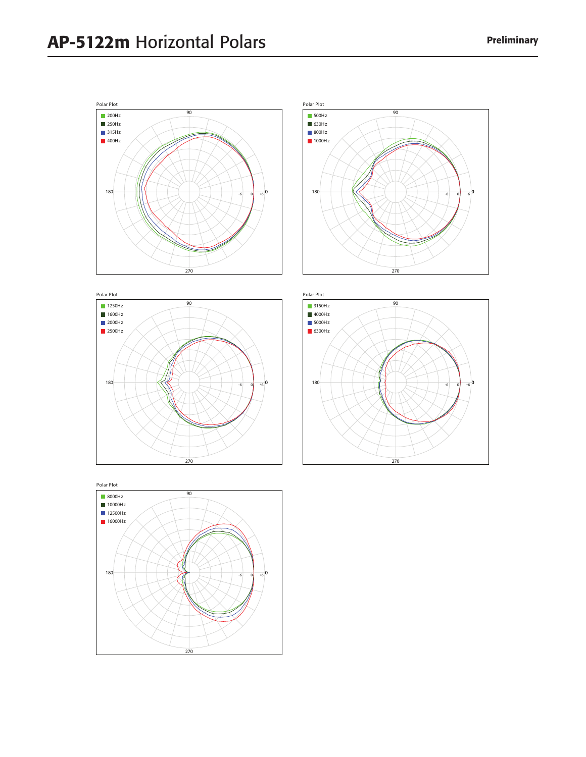# **AP-5122m** Horizontal Polars

**Preliminary**

Polar Plot

- 200Hz
- 250Hz
- 315Hz
- 400Hz

90, 180, 270, 0, -6, 0, +6

Polar Plot

- 500Hz
- 630Hz
- 800Hz
- 1000Hz

90, 180, 270, 0, -6, 0, +6

Polar Plot

- 1250Hz
- 1600Hz
- 2000Hz
- 2500Hz

90, 180, 270, 0, -6, 0, +6

Polar Plot

- 3150Hz
- 4000Hz
- 5000Hz
- 6300Hz

90, 180, 270, 0, -6, 0, +6

Polar Plot

- 8000Hz
- 10000Hz
- 12500Hz
- 16000Hz

90, 180, 270, 0, -6, 0, +6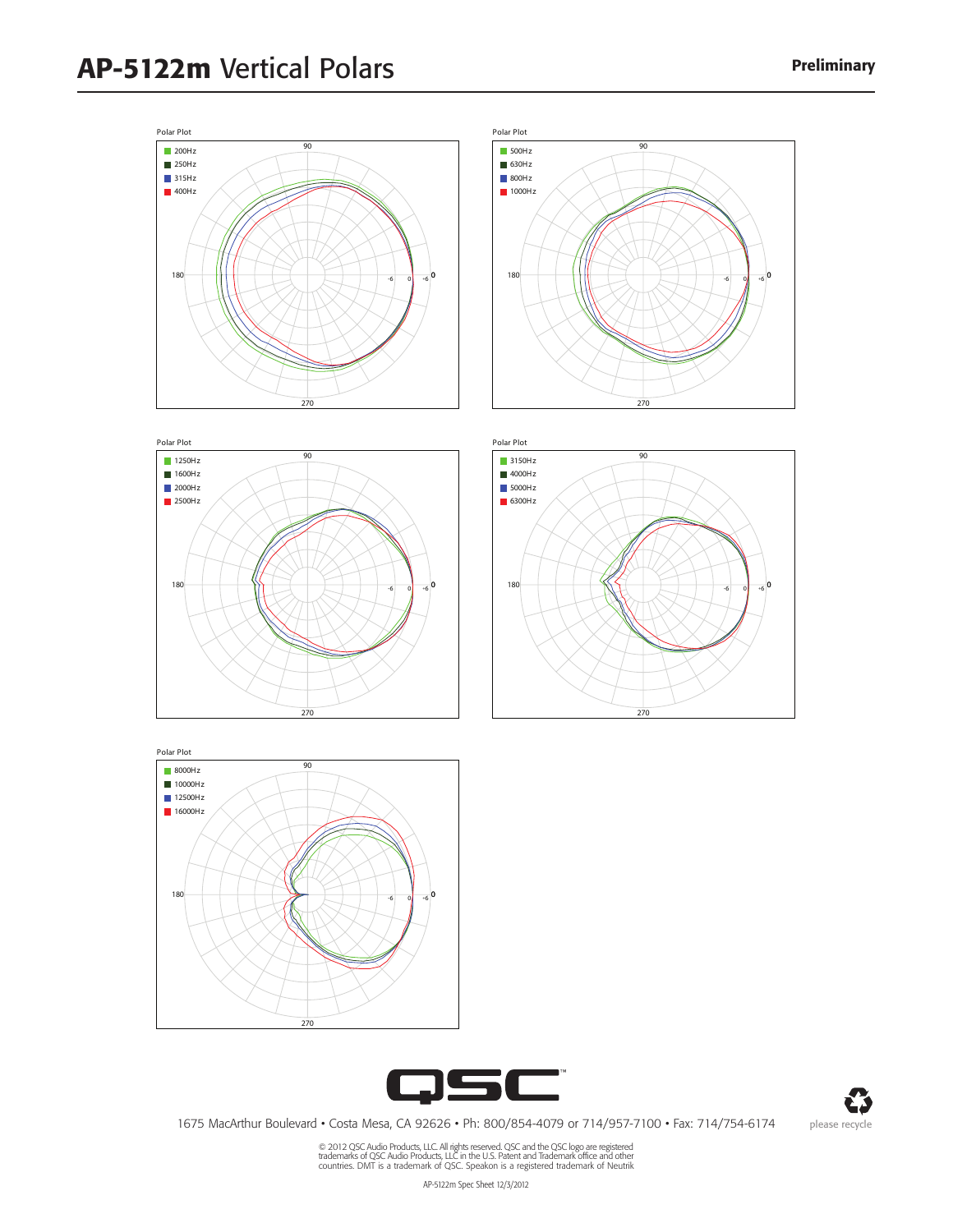# AP-5122m Vertical Polars

**Preliminary**

Polar Plot

200Hz
250Hz
315Hz
400Hz

90
180
0
270
-6 0 +6

Polar Plot

500Hz
630Hz
800Hz
1000Hz

90
180
0
270
-6 0 +6

Polar Plot

1250Hz
1600Hz
2000Hz
2500Hz

90
180
0
270
-6 0 +6

Polar Plot

3150Hz
4000Hz
5000Hz
6300Hz

90
180
0
270
-6 0 +6

Polar Plot

8000Hz
10000Hz
12500Hz
16000Hz

90
180
0
270
-6 0 +6

1675 MacArthur Boulevard • Costa Mesa, CA 92626 • Ph: 800/854-4079 or 714/957-7100 • Fax: 714/754-6174

please recycle

© 2012 QSC Audio Products, LLC. All rights reserved. QSC and the QSC logo are registered trademarks of QSC Audio Products, LLC in the U.S. Patent and Trademark office and other countries. DMT is a trademark of QSC. Speakon is a registered trademark of Neutrik

AP-5122m Spec Sheet 12/3/2012